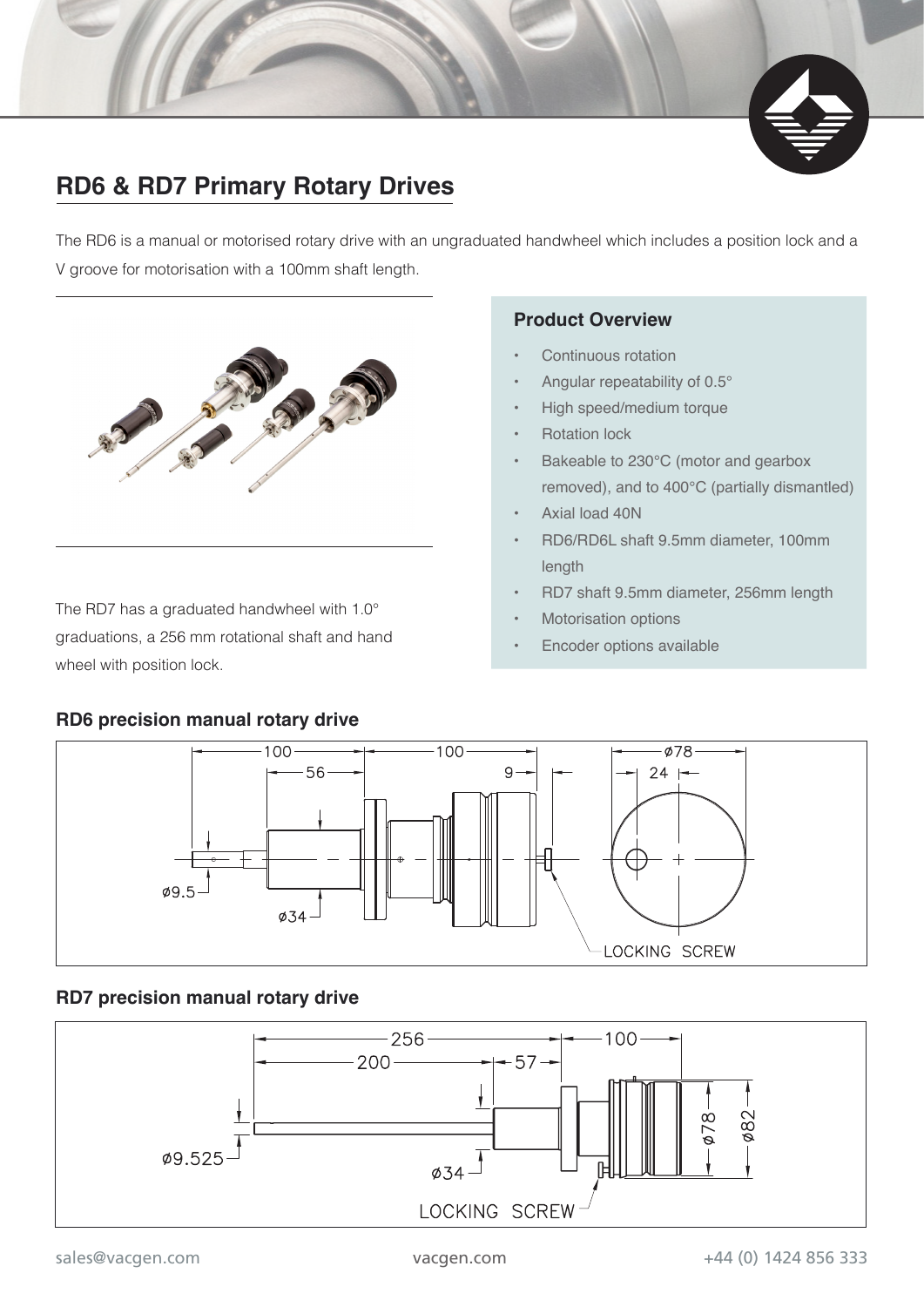# RD6 & RD7 Primary Rotary Drives

The RD6 is a manual or motorised rotary drive with an ungraduated handwheel which includes a position lock and a V groove for motorisation with a 100mm shaft length.

The RD7 has a graduated handwheel with 1.0° graduations, a 256 mm rotational shaft and hand wheel with position lock.

### Product Overview

- Continuous rotation
- Angular repeatability of 0.5°
- High speed/medium torque
- Rotation lock
- Bakeable to 230°C (motor and gearbox removed), and to 400°C (partially dismantled)
- Axial load 40N
- RD6/RD6L shaft 9.5mm diameter, 100mm length
- RD7 shaft 9.5mm diameter, 256mm length
- Motorisation options
- Encoder options available

### RD6 precision manual rotary drive

100, 56, 100, 9, ø78, 24, ø9.5, ø34, LOCKING SCREW

### RD7 precision manual rotary drive

256, 100, 200, 57, ø78, ø82, ø9.525, ø34, LOCKING SCREW

sales@vacgen.com vacgen.com +44 (0) 1424 856 333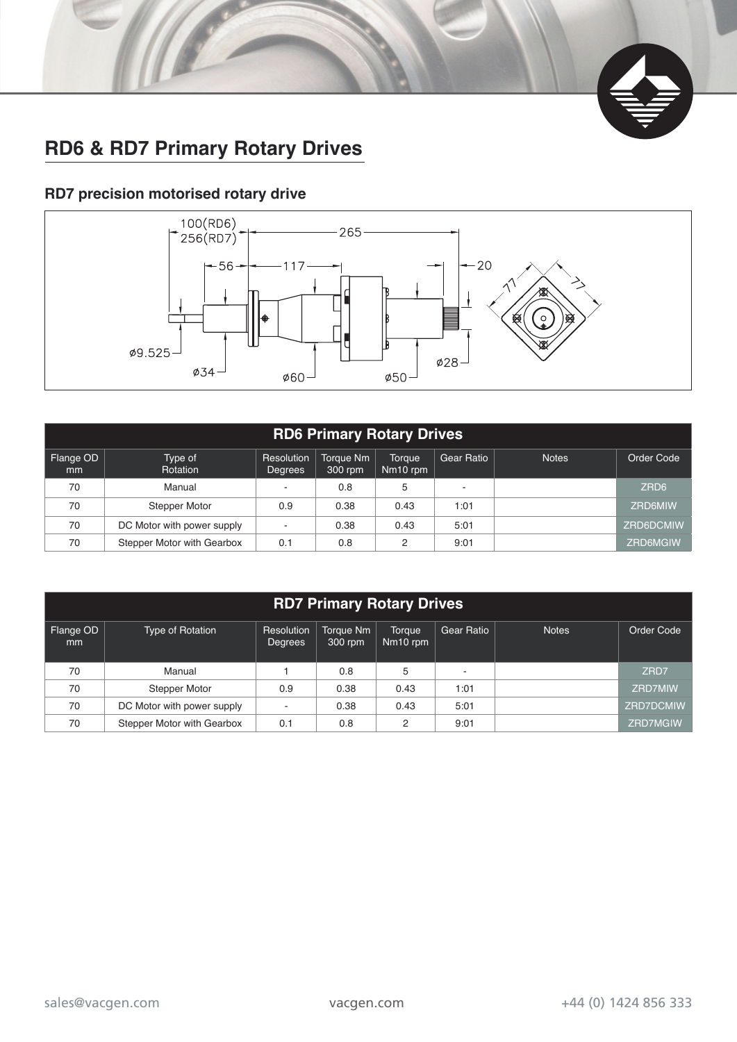# RD6 & RD7 Primary Rotary Drives

## RD7 precision motorised rotary drive

100(RD6)
256(RD7)
265
56
117
20
77
77
ø9.525
ø34
ø60
ø50
ø28

| RD6 Primary Rotary Drives | | | | | | | |
|---|---|---|---|---|---|---|---|
| Flange OD mm | Type of Rotation | Resolution Degrees | Torque Nm 300 rpm | Torque Nm10 rpm | Gear Ratio | Notes | Order Code |
| 70 | Manual | - | 0.8 | 5 | - | | ZRD6 |
| 70 | Stepper Motor | 0.9 | 0.38 | 0.43 | 1:01 | | ZRD6MIW |
| 70 | DC Motor with power supply | - | 0.38 | 0.43 | 5:01 | | ZRD6DCMIW |
| 70 | Stepper Motor with Gearbox | 0.1 | 0.8 | 2 | 9:01 | | ZRD6MGIW |

| RD7 Primary Rotary Drives | | | | | | | |
|---|---|---|---|---|---|---|---|
| Flange OD mm | Type of Rotation | Resolution Degrees | Torque Nm 300 rpm | Torque Nm10 rpm | Gear Ratio | Notes | Order Code |
| 70 | Manual | 1 | 0.8 | 5 | - | | ZRD7 |
| 70 | Stepper Motor | 0.9 | 0.38 | 0.43 | 1:01 | | ZRD7MIW |
| 70 | DC Motor with power supply | - | 0.38 | 0.43 | 5:01 | | ZRD7DCMIW |
| 70 | Stepper Motor with Gearbox | 0.1 | 0.8 | 2 | 9:01 | | ZRD7MGIW |

sales@vacgen.com vacgen.com +44 (0) 1424 856 333